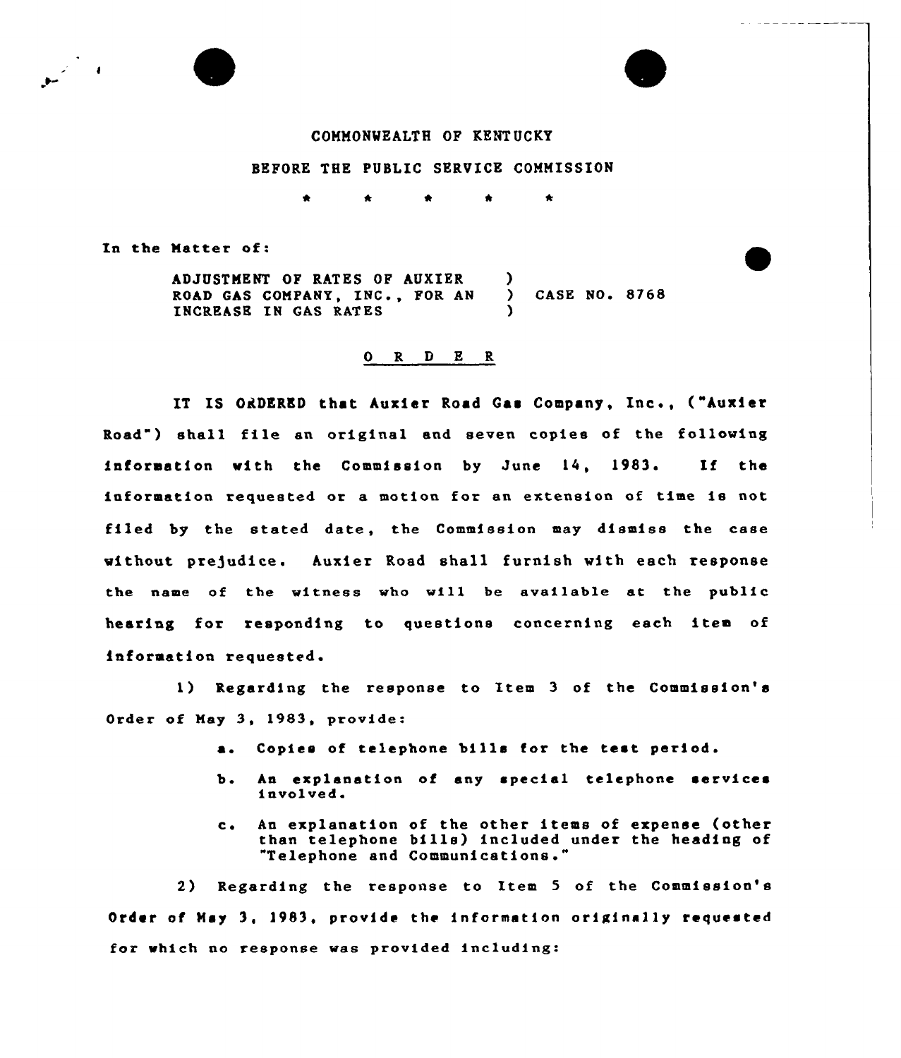COMMONWEALTH OF KENTUCKY

BEFORE THE PUBLIC SERVICE COMMISSION

\* \* \* \* \*

In the Matter of:

ADJUSTMENT OF RATES OF AUXIER ROAD GAS COMPANY, INC., FOR AN INCREASE IN GAS RATES ) CASE NO. 8768

O R D E R

IT IS ORDERED that Auxier Road Gas Company, Inc., ("Auxier Road") shall file an original and seven copies of the following information with the Commission by June 14, 1983. If the information requested or a motion for an extension of time is not filed by the stated date, the Commission may dismiss the case without prejudice. Auxier Road shall furnish with each response the name of the witness who will be available at the public hearing for responding to questions concerning each item of information requested.

1) Regarding the response to Item 3 of the Commission's Order of May 3, 1983, provide:

   a. Copies of telephone bills for the test period.

   b. An explanation of any special telephone services involved.

   c. An explanation of the other items of expense (other than telephone bills) included under the heading of "Telephone and Communications."

2) Regarding the response to Item 5 of the Commission's Order of May 3, 1983, provide the information originally requested for which no response was provided including: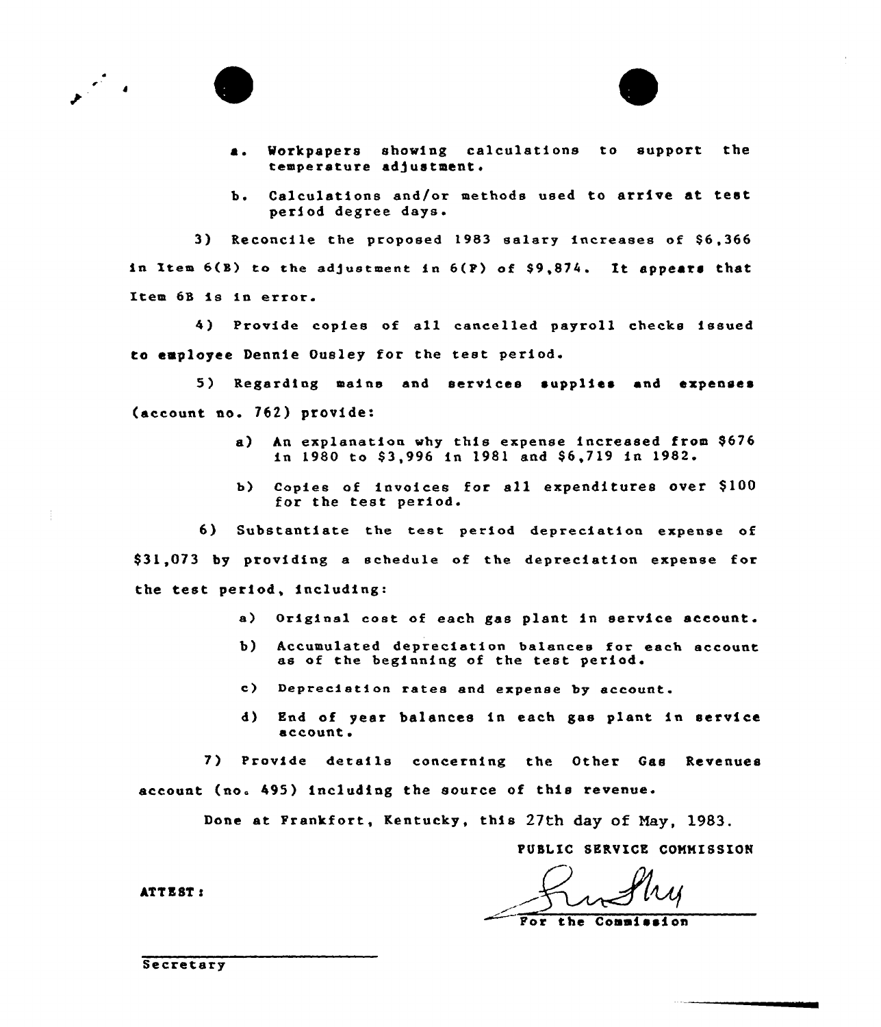a. Workpapers showing calculations to support the temperature adjustment.

b. Calculations and/or methods used to arrive at test period degree days.

3) Reconcile the proposed 1983 salary increases of $6,366 in Item 6(B) to the adjustment in 6(F) of $9,874. It appears that Item 6B is in error.

4) Provide copies of all cancelled payroll checks issued to employee Dennie Ousley for the test period.

5) Regarding mains and services supplies and expenses (account no. 762) provide:

a) An explanation why this expense increased from $676 in 1980 to $3,996 in 1981 and $6,719 in 1982.

b) Copies of invoices for all expenditures over $100 for the test period.

6) Substantiate the test period depreciation expense of $31,073 by providing a schedule of the depreciation expense for the test period, including:

a) Original cost of each gas plant in service account.

b) Accumulated depreciation balances for each account as of the beginning of the test period.

c) Depreciation rates and expense by account.

d) End of year balances in each gas plant in service account.

7) Provide details concerning the Other Gas Revenues account (no. 495) including the source of this revenue.

Done at Frankfort, Kentucky, this 27th day of May, 1983.

PUBLIC SERVICE COMMISSION

For the Commission

ATTEST:

Secretary